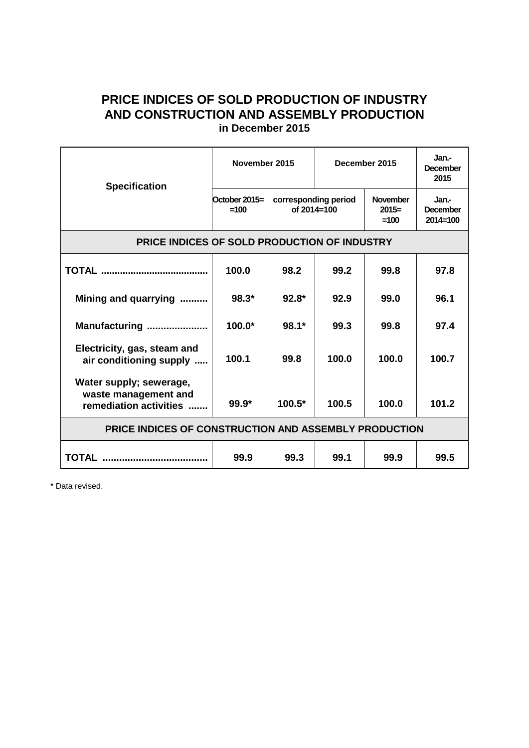# PRICE INDICES OF SOLD PRODUCTION OF INDUSTRY AND CONSTRUCTION AND ASSEMBLY PRODUCTION

## in December 2015

| Specification | November 2015 | | December 2015 | | Jan.-December 2015 |
|---|---|---|---|---|---|
| | October 2015= =100 | corresponding period of 2014=100 | | November 2015= =100 | Jan.-December 2014=100 |
| **PRICE INDICES OF SOLD PRODUCTION OF INDUSTRY** | | | | | |
| TOTAL ....................................... | 100.0 | 98.2 | 99.2 | 99.8 | 97.8 |
| Mining and quarrying .......... | 98.3* | 92.8* | 92.9 | 99.0 | 96.1 |
| Manufacturing ...................... | 100.0* | 98.1* | 99.3 | 99.8 | 97.4 |
| Electricity, gas, steam and air conditioning supply ..... | 100.1 | 99.8 | 100.0 | 100.0 | 100.7 |
| Water supply; sewerage, waste management and remediation activities ....... | 99.9* | 100.5* | 100.5 | 100.0 | 101.2 |
| **PRICE INDICES OF CONSTRUCTION AND ASSEMBLY PRODUCTION** | | | | | |
| TOTAL ...................................... | 99.9 | 99.3 | 99.1 | 99.9 | 99.5 |

* Data revised.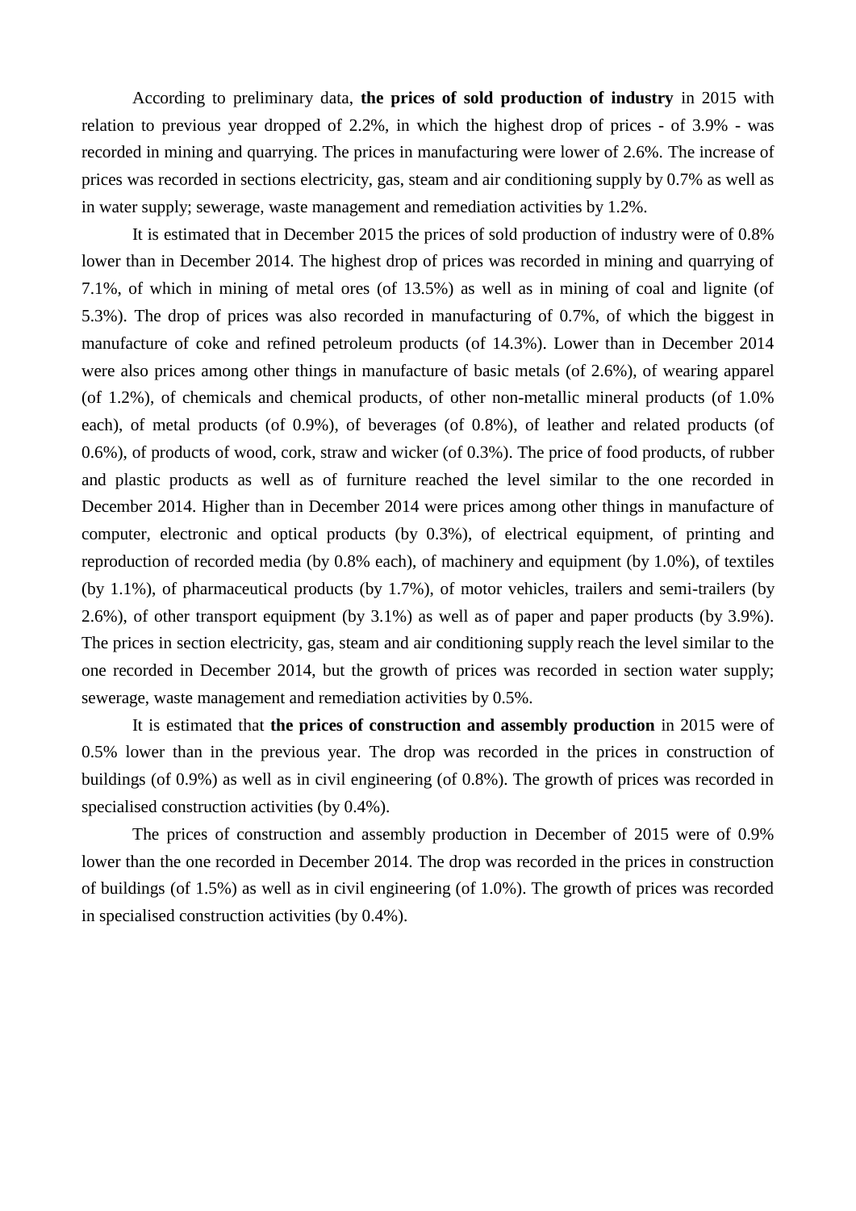According to preliminary data, **the prices of sold production of industry** in 2015 with relation to previous year dropped of 2.2%, in which the highest drop of prices - of 3.9% - was recorded in mining and quarrying. The prices in manufacturing were lower of 2.6%. The increase of prices was recorded in sections electricity, gas, steam and air conditioning supply by 0.7% as well as in water supply; sewerage, waste management and remediation activities by 1.2%.

It is estimated that in December 2015 the prices of sold production of industry were of 0.8% lower than in December 2014. The highest drop of prices was recorded in mining and quarrying of 7.1%, of which in mining of metal ores (of 13.5%) as well as in mining of coal and lignite (of 5.3%). The drop of prices was also recorded in manufacturing of 0.7%, of which the biggest in manufacture of coke and refined petroleum products (of 14.3%). Lower than in December 2014 were also prices among other things in manufacture of basic metals (of 2.6%), of wearing apparel (of 1.2%), of chemicals and chemical products, of other non-metallic mineral products (of 1.0% each), of metal products (of 0.9%), of beverages (of 0.8%), of leather and related products (of 0.6%), of products of wood, cork, straw and wicker (of 0.3%). The price of food products, of rubber and plastic products as well as of furniture reached the level similar to the one recorded in December 2014. Higher than in December 2014 were prices among other things in manufacture of computer, electronic and optical products (by 0.3%), of electrical equipment, of printing and reproduction of recorded media (by 0.8% each), of machinery and equipment (by 1.0%), of textiles (by 1.1%), of pharmaceutical products (by 1.7%), of motor vehicles, trailers and semi-trailers (by 2.6%), of other transport equipment (by 3.1%) as well as of paper and paper products (by 3.9%). The prices in section electricity, gas, steam and air conditioning supply reach the level similar to the one recorded in December 2014, but the growth of prices was recorded in section water supply; sewerage, waste management and remediation activities by 0.5%.

It is estimated that **the prices of construction and assembly production** in 2015 were of 0.5% lower than in the previous year. The drop was recorded in the prices in construction of buildings (of 0.9%) as well as in civil engineering (of 0.8%). The growth of prices was recorded in specialised construction activities (by 0.4%).

The prices of construction and assembly production in December of 2015 were of 0.9% lower than the one recorded in December 2014. The drop was recorded in the prices in construction of buildings (of 1.5%) as well as in civil engineering (of 1.0%). The growth of prices was recorded in specialised construction activities (by 0.4%).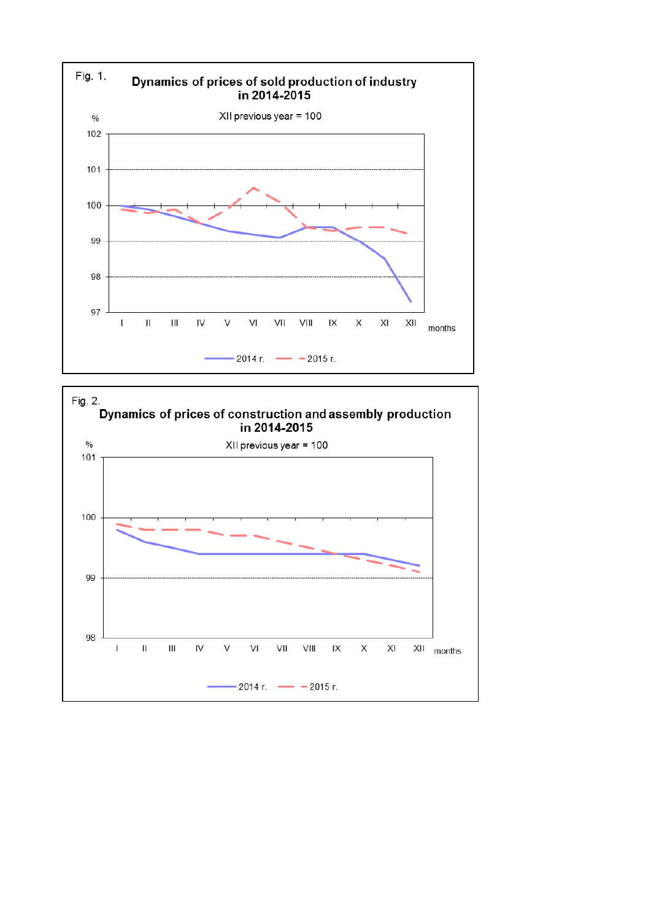Fig. 1.

**Dynamics of prices of sold production of industry in 2014-2015**

XII previous year = 100

%

102
101
100
99
98
97

I II III IV V VI VII VIII IX X XI XII months

2014 r. 2015 r.

Fig. 2.

**Dynamics of prices of construction and assembly production in 2014-2015**

XII previous year = 100

%

101
100
99
98

I II III IV V VI VII VIII IX X XI XII months

2014 r. 2015 r.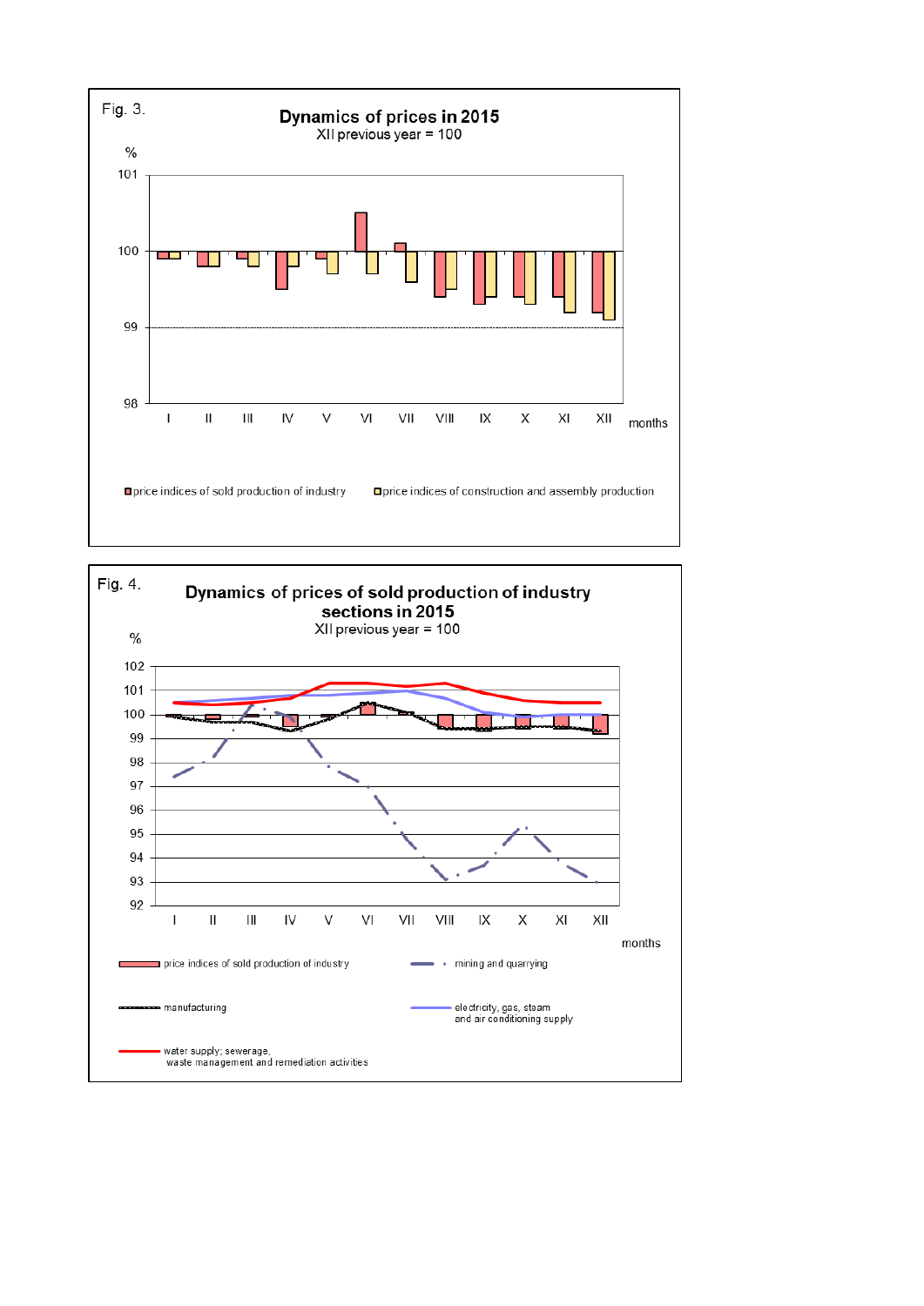Fig. 3.

**Dynamics of prices in 2015**

XII previous year = 100

%

101

100

99

98

I II III IV V VI VII VIII IX X XI XII

months

price indices of sold production of industry

price indices of construction and assembly production

Fig. 4.

**Dynamics of prices of sold production of industry sections in 2015**

XII previous year = 100

%

102

101

100

99

98

97

96

95

94

93

92

I II III IV V VI VII VIII IX X XI XII

months

price indices of sold production of industry

mining and quarrying

manufacturing

electricity, gas, steam and air conditioning supply

water supply; sewerage, waste management and remediation activities